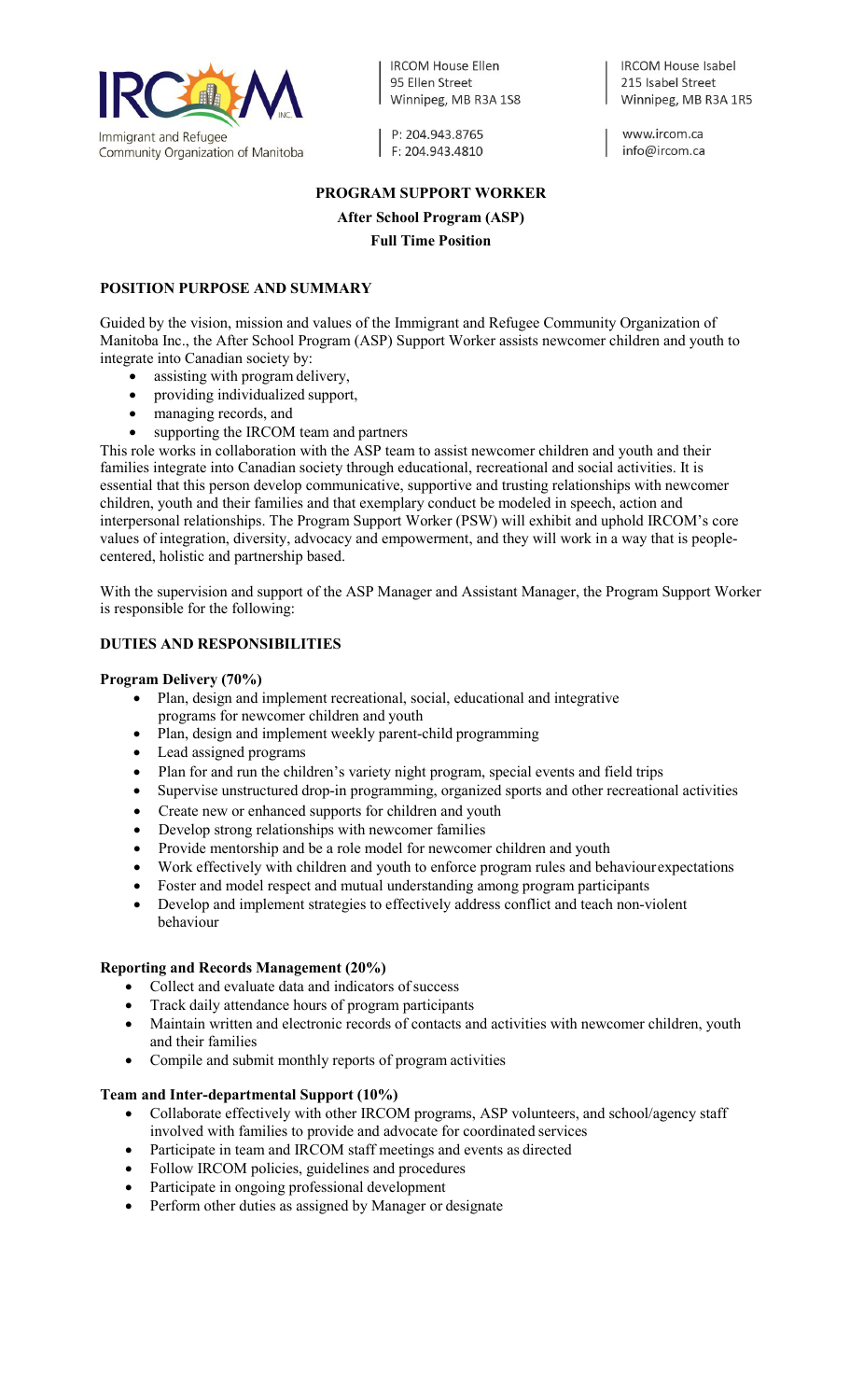Immigrant and Refugee Community Organization of Manitoba

IRCOM House Ellen
95 Ellen Street
Winnipeg, MB R3A 1S8

P: 204.943.8765
F: 204.943.4810

IRCOM House Isabel
215 Isabel Street
Winnipeg, MB R3A 1R5

www.ircom.ca
info@ircom.ca

# PROGRAM SUPPORT WORKER

## After School Program (ASP)

## Full Time Position

### POSITION PURPOSE AND SUMMARY

Guided by the vision, mission and values of the Immigrant and Refugee Community Organization of Manitoba Inc., the After School Program (ASP) Support Worker assists newcomer children and youth to integrate into Canadian society by:

- assisting with program delivery,
- providing individualized support,
- managing records, and
- supporting the IRCOM team and partners

This role works in collaboration with the ASP team to assist newcomer children and youth and their families integrate into Canadian society through educational, recreational and social activities. It is essential that this person develop communicative, supportive and trusting relationships with newcomer children, youth and their families and that exemplary conduct be modeled in speech, action and interpersonal relationships. The Program Support Worker (PSW) will exhibit and uphold IRCOM's core values of integration, diversity, advocacy and empowerment, and they will work in a way that is people-centered, holistic and partnership based.

With the supervision and support of the ASP Manager and Assistant Manager, the Program Support Worker is responsible for the following:

### DUTIES AND RESPONSIBILITIES

**Program Delivery (70%)**

- Plan, design and implement recreational, social, educational and integrative programs for newcomer children and youth
- Plan, design and implement weekly parent-child programming
- Lead assigned programs
- Plan for and run the children's variety night program, special events and field trips
- Supervise unstructured drop-in programming, organized sports and other recreational activities
- Create new or enhanced supports for children and youth
- Develop strong relationships with newcomer families
- Provide mentorship and be a role model for newcomer children and youth
- Work effectively with children and youth to enforce program rules and behaviour expectations
- Foster and model respect and mutual understanding among program participants
- Develop and implement strategies to effectively address conflict and teach non-violent behaviour

**Reporting and Records Management (20%)**

- Collect and evaluate data and indicators of success
- Track daily attendance hours of program participants
- Maintain written and electronic records of contacts and activities with newcomer children, youth and their families
- Compile and submit monthly reports of program activities

**Team and Inter-departmental Support (10%)**

- Collaborate effectively with other IRCOM programs, ASP volunteers, and school/agency staff involved with families to provide and advocate for coordinated services
- Participate in team and IRCOM staff meetings and events as directed
- Follow IRCOM policies, guidelines and procedures
- Participate in ongoing professional development
- Perform other duties as assigned by Manager or designate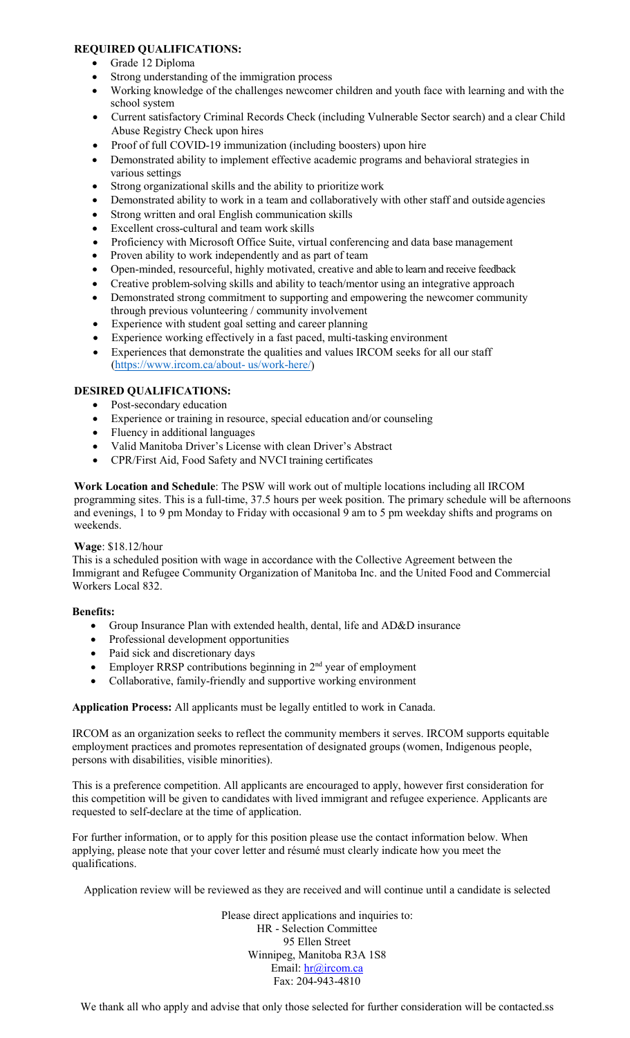**REQUIRED QUALIFICATIONS:**

- Grade 12 Diploma
- Strong understanding of the immigration process
- Working knowledge of the challenges newcomer children and youth face with learning and with the school system
- Current satisfactory Criminal Records Check (including Vulnerable Sector search) and a clear Child Abuse Registry Check upon hires
- Proof of full COVID-19 immunization (including boosters) upon hire
- Demonstrated ability to implement effective academic programs and behavioral strategies in various settings
- Strong organizational skills and the ability to prioritize work
- Demonstrated ability to work in a team and collaboratively with other staff and outside agencies
- Strong written and oral English communication skills
- Excellent cross-cultural and team work skills
- Proficiency with Microsoft Office Suite, virtual conferencing and data base management
- Proven ability to work independently and as part of team
- Open-minded, resourceful, highly motivated, creative and able to learn and receive feedback
- Creative problem-solving skills and ability to teach/mentor using an integrative approach
- Demonstrated strong commitment to supporting and empowering the newcomer community through previous volunteering / community involvement
- Experience with student goal setting and career planning
- Experience working effectively in a fast paced, multi-tasking environment
- Experiences that demonstrate the qualities and values IRCOM seeks for all our staff (https://www.ircom.ca/about- us/work-here/)

**DESIRED QUALIFICATIONS:**

- Post-secondary education
- Experience or training in resource, special education and/or counseling
- Fluency in additional languages
- Valid Manitoba Driver's License with clean Driver's Abstract
- CPR/First Aid, Food Safety and NVCI training certificates

**Work Location and Schedule**: The PSW will work out of multiple locations including all IRCOM programming sites. This is a full-time, 37.5 hours per week position. The primary schedule will be afternoons and evenings, 1 to 9 pm Monday to Friday with occasional 9 am to 5 pm weekday shifts and programs on weekends.

**Wage**: $18.12/hour

This is a scheduled position with wage in accordance with the Collective Agreement between the Immigrant and Refugee Community Organization of Manitoba Inc. and the United Food and Commercial Workers Local 832.

**Benefits:**

- Group Insurance Plan with extended health, dental, life and AD&D insurance
- Professional development opportunities
- Paid sick and discretionary days
- Employer RRSP contributions beginning in 2nd year of employment
- Collaborative, family-friendly and supportive working environment

**Application Process:** All applicants must be legally entitled to work in Canada.

IRCOM as an organization seeks to reflect the community members it serves. IRCOM supports equitable employment practices and promotes representation of designated groups (women, Indigenous people, persons with disabilities, visible minorities).

This is a preference competition. All applicants are encouraged to apply, however first consideration for this competition will be given to candidates with lived immigrant and refugee experience. Applicants are requested to self-declare at the time of application.

For further information, or to apply for this position please use the contact information below. When applying, please note that your cover letter and résumé must clearly indicate how you meet the qualifications.

Application review will be reviewed as they are received and will continue until a candidate is selected

Please direct applications and inquiries to:
HR - Selection Committee
95 Ellen Street
Winnipeg, Manitoba R3A 1S8
Email: hr@ircom.ca
Fax: 204-943-4810

We thank all who apply and advise that only those selected for further consideration will be contacted.ss